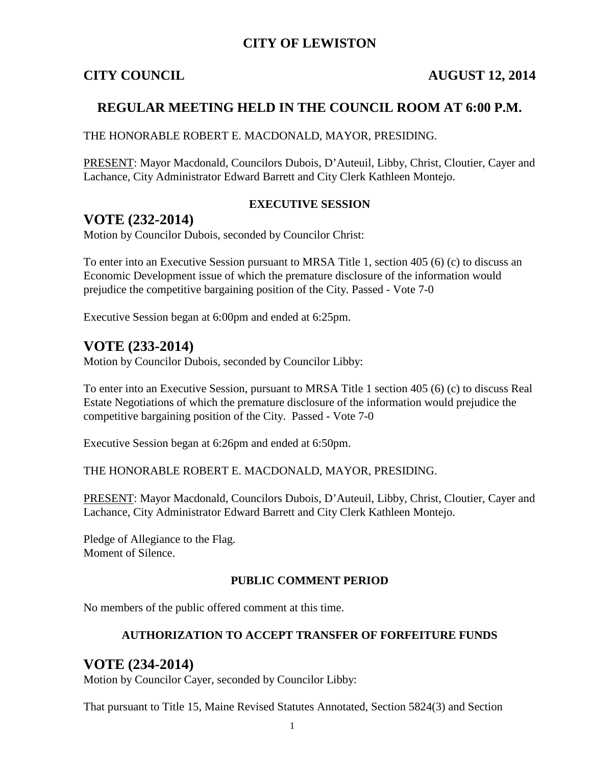# CITY OF LEWISTON

**CITY COUNCIL** **AUGUST 12, 2014**

## REGULAR MEETING HELD IN THE COUNCIL ROOM AT 6:00 P.M.

THE HONORABLE ROBERT E. MACDONALD, MAYOR, PRESIDING.

PRESENT: Mayor Macdonald, Councilors Dubois, D'Auteuil, Libby, Christ, Cloutier, Cayer and Lachance, City Administrator Edward Barrett and City Clerk Kathleen Montejo.

**EXECUTIVE SESSION**

## VOTE (232-2014)

Motion by Councilor Dubois, seconded by Councilor Christ:

To enter into an Executive Session pursuant to MRSA Title 1, section 405 (6) (c) to discuss an Economic Development issue of which the premature disclosure of the information would prejudice the competitive bargaining position of the City. Passed - Vote 7-0

Executive Session began at 6:00pm and ended at 6:25pm.

## VOTE (233-2014)

Motion by Councilor Dubois, seconded by Councilor Libby:

To enter into an Executive Session, pursuant to MRSA Title 1 section 405 (6) (c) to discuss Real Estate Negotiations of which the premature disclosure of the information would prejudice the competitive bargaining position of the City. Passed - Vote 7-0

Executive Session began at 6:26pm and ended at 6:50pm.

THE HONORABLE ROBERT E. MACDONALD, MAYOR, PRESIDING.

PRESENT: Mayor Macdonald, Councilors Dubois, D'Auteuil, Libby, Christ, Cloutier, Cayer and Lachance, City Administrator Edward Barrett and City Clerk Kathleen Montejo.

Pledge of Allegiance to the Flag.
Moment of Silence.

**PUBLIC COMMENT PERIOD**

No members of the public offered comment at this time.

**AUTHORIZATION TO ACCEPT TRANSFER OF FORFEITURE FUNDS**

## VOTE (234-2014)

Motion by Councilor Cayer, seconded by Councilor Libby:

That pursuant to Title 15, Maine Revised Statutes Annotated, Section 5824(3) and Section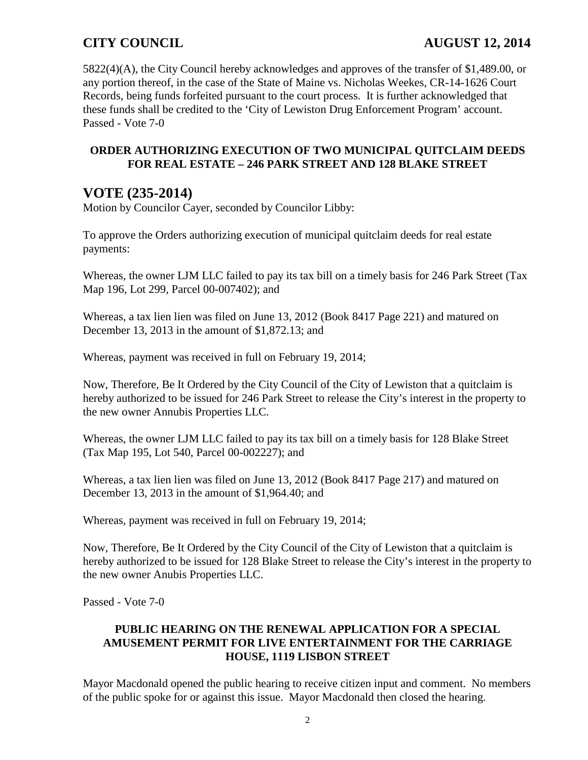5822(4)(A), the City Council hereby acknowledges and approves of the transfer of $1,489.00, or any portion thereof, in the case of the State of Maine vs. Nicholas Weekes, CR-14-1626 Court Records, being funds forfeited pursuant to the court process. It is further acknowledged that these funds shall be credited to the 'City of Lewiston Drug Enforcement Program' account. Passed - Vote 7-0

**ORDER AUTHORIZING EXECUTION OF TWO MUNICIPAL QUITCLAIM DEEDS FOR REAL ESTATE – 246 PARK STREET AND 128 BLAKE STREET**

## VOTE (235-2014)

Motion by Councilor Cayer, seconded by Councilor Libby:

To approve the Orders authorizing execution of municipal quitclaim deeds for real estate payments:

Whereas, the owner LJM LLC failed to pay its tax bill on a timely basis for 246 Park Street (Tax Map 196, Lot 299, Parcel 00-007402); and

Whereas, a tax lien lien was filed on June 13, 2012 (Book 8417 Page 221) and matured on December 13, 2013 in the amount of $1,872.13; and

Whereas, payment was received in full on February 19, 2014;

Now, Therefore, Be It Ordered by the City Council of the City of Lewiston that a quitclaim is hereby authorized to be issued for 246 Park Street to release the City's interest in the property to the new owner Annubis Properties LLC.

Whereas, the owner LJM LLC failed to pay its tax bill on a timely basis for 128 Blake Street (Tax Map 195, Lot 540, Parcel 00-002227); and

Whereas, a tax lien lien was filed on June 13, 2012 (Book 8417 Page 217) and matured on December 13, 2013 in the amount of $1,964.40; and

Whereas, payment was received in full on February 19, 2014;

Now, Therefore, Be It Ordered by the City Council of the City of Lewiston that a quitclaim is hereby authorized to be issued for 128 Blake Street to release the City's interest in the property to the new owner Anubis Properties LLC.

Passed - Vote 7-0

**PUBLIC HEARING ON THE RENEWAL APPLICATION FOR A SPECIAL AMUSEMENT PERMIT FOR LIVE ENTERTAINMENT FOR THE CARRIAGE HOUSE, 1119 LISBON STREET**

Mayor Macdonald opened the public hearing to receive citizen input and comment. No members of the public spoke for or against this issue. Mayor Macdonald then closed the hearing.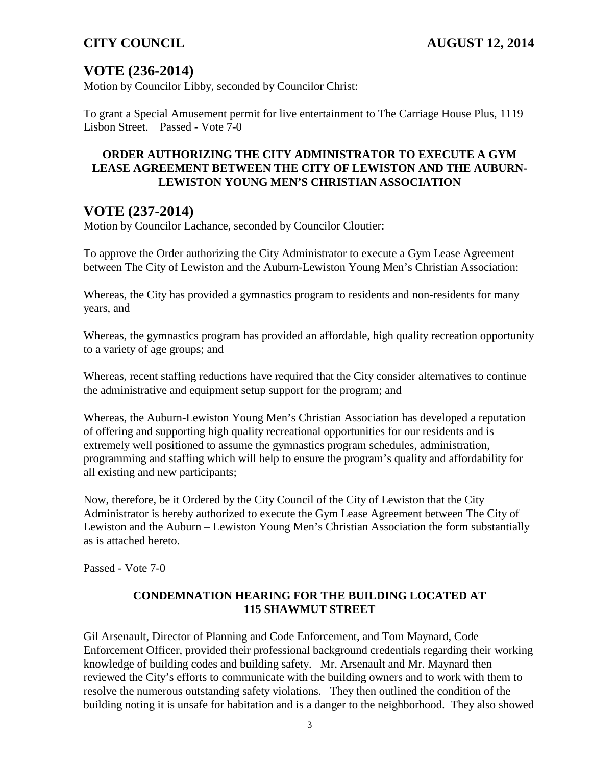## VOTE (236-2014)

Motion by Councilor Libby, seconded by Councilor Christ:

To grant a Special Amusement permit for live entertainment to The Carriage House Plus, 1119 Lisbon Street. Passed - Vote 7-0

**ORDER AUTHORIZING THE CITY ADMINISTRATOR TO EXECUTE A GYM LEASE AGREEMENT BETWEEN THE CITY OF LEWISTON AND THE AUBURN-LEWISTON YOUNG MEN'S CHRISTIAN ASSOCIATION**

## VOTE (237-2014)

Motion by Councilor Lachance, seconded by Councilor Cloutier:

To approve the Order authorizing the City Administrator to execute a Gym Lease Agreement between The City of Lewiston and the Auburn-Lewiston Young Men's Christian Association:

Whereas, the City has provided a gymnastics program to residents and non-residents for many years, and

Whereas, the gymnastics program has provided an affordable, high quality recreation opportunity to a variety of age groups; and

Whereas, recent staffing reductions have required that the City consider alternatives to continue the administrative and equipment setup support for the program; and

Whereas, the Auburn-Lewiston Young Men's Christian Association has developed a reputation of offering and supporting high quality recreational opportunities for our residents and is extremely well positioned to assume the gymnastics program schedules, administration, programming and staffing which will help to ensure the program's quality and affordability for all existing and new participants;

Now, therefore, be it Ordered by the City Council of the City of Lewiston that the City Administrator is hereby authorized to execute the Gym Lease Agreement between The City of Lewiston and the Auburn – Lewiston Young Men's Christian Association the form substantially as is attached hereto.

Passed - Vote 7-0

**CONDEMNATION HEARING FOR THE BUILDING LOCATED AT 115 SHAWMUT STREET**

Gil Arsenault, Director of Planning and Code Enforcement, and Tom Maynard, Code Enforcement Officer, provided their professional background credentials regarding their working knowledge of building codes and building safety. Mr. Arsenault and Mr. Maynard then reviewed the City's efforts to communicate with the building owners and to work with them to resolve the numerous outstanding safety violations. They then outlined the condition of the building noting it is unsafe for habitation and is a danger to the neighborhood. They also showed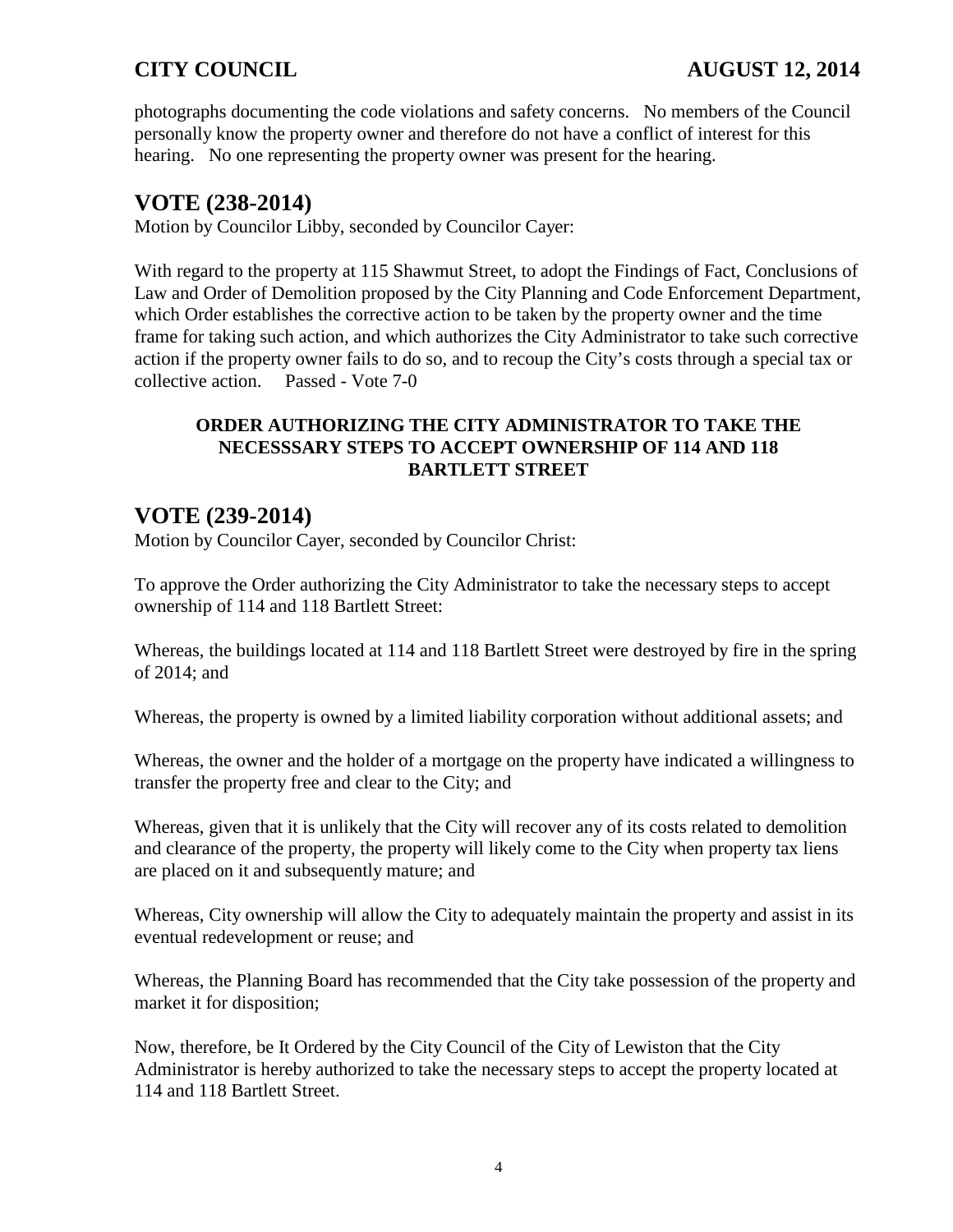photographs documenting the code violations and safety concerns. No members of the Council personally know the property owner and therefore do not have a conflict of interest for this hearing. No one representing the property owner was present for the hearing.

## VOTE (238-2014)

Motion by Councilor Libby, seconded by Councilor Cayer:

With regard to the property at 115 Shawmut Street, to adopt the Findings of Fact, Conclusions of Law and Order of Demolition proposed by the City Planning and Code Enforcement Department, which Order establishes the corrective action to be taken by the property owner and the time frame for taking such action, and which authorizes the City Administrator to take such corrective action if the property owner fails to do so, and to recoup the City's costs through a special tax or collective action. Passed - Vote 7-0

**ORDER AUTHORIZING THE CITY ADMINISTRATOR TO TAKE THE NECESSSARY STEPS TO ACCEPT OWNERSHIP OF 114 AND 118 BARTLETT STREET**

## VOTE (239-2014)

Motion by Councilor Cayer, seconded by Councilor Christ:

To approve the Order authorizing the City Administrator to take the necessary steps to accept ownership of 114 and 118 Bartlett Street:

Whereas, the buildings located at 114 and 118 Bartlett Street were destroyed by fire in the spring of 2014; and

Whereas, the property is owned by a limited liability corporation without additional assets; and

Whereas, the owner and the holder of a mortgage on the property have indicated a willingness to transfer the property free and clear to the City; and

Whereas, given that it is unlikely that the City will recover any of its costs related to demolition and clearance of the property, the property will likely come to the City when property tax liens are placed on it and subsequently mature; and

Whereas, City ownership will allow the City to adequately maintain the property and assist in its eventual redevelopment or reuse; and

Whereas, the Planning Board has recommended that the City take possession of the property and market it for disposition;

Now, therefore, be It Ordered by the City Council of the City of Lewiston that the City Administrator is hereby authorized to take the necessary steps to accept the property located at 114 and 118 Bartlett Street.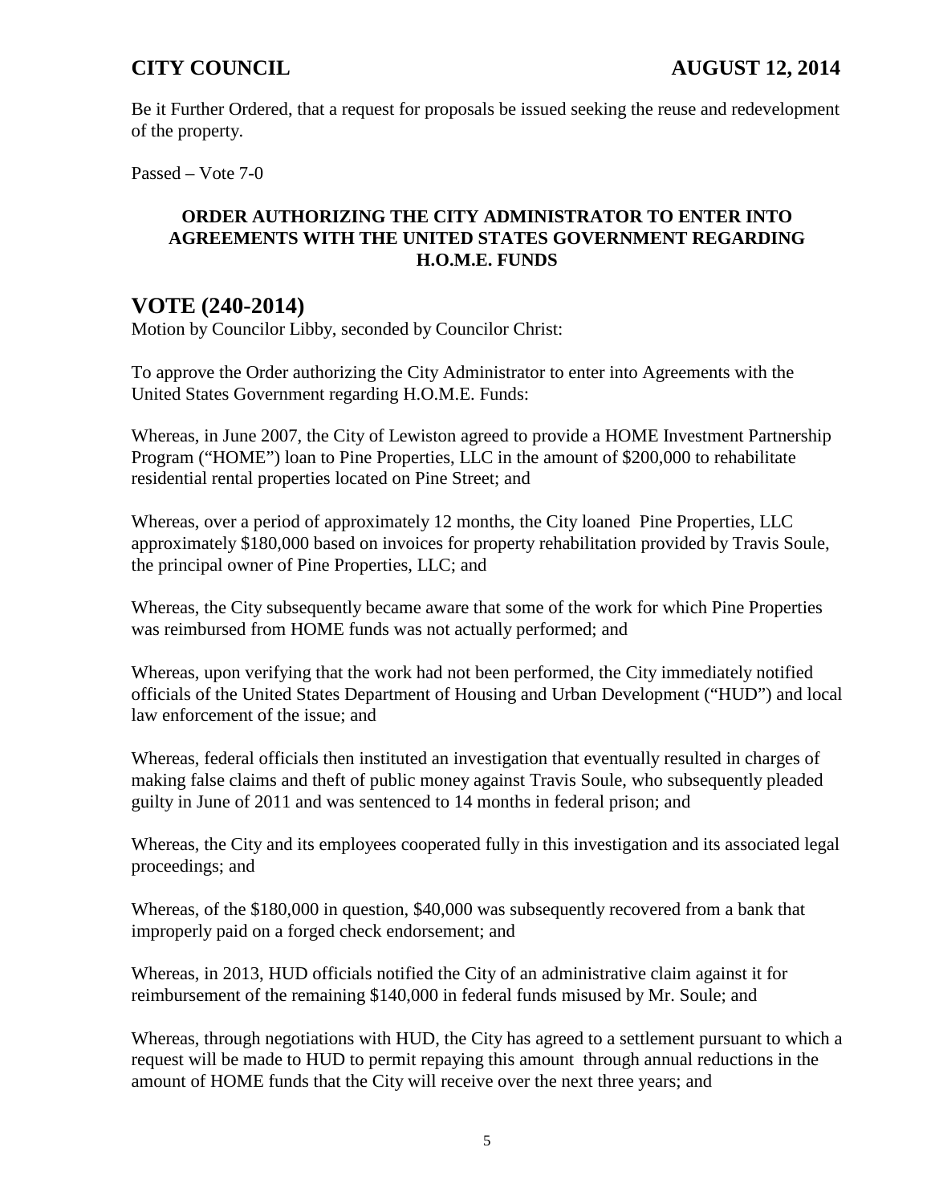Be it Further Ordered, that a request for proposals be issued seeking the reuse and redevelopment of the property.

Passed – Vote 7-0

**ORDER AUTHORIZING THE CITY ADMINISTRATOR TO ENTER INTO AGREEMENTS WITH THE UNITED STATES GOVERNMENT REGARDING H.O.M.E. FUNDS**

## VOTE (240-2014)

Motion by Councilor Libby, seconded by Councilor Christ:

To approve the Order authorizing the City Administrator to enter into Agreements with the United States Government regarding H.O.M.E. Funds:

Whereas, in June 2007, the City of Lewiston agreed to provide a HOME Investment Partnership Program ("HOME") loan to Pine Properties, LLC in the amount of $200,000 to rehabilitate residential rental properties located on Pine Street; and

Whereas, over a period of approximately 12 months, the City loaned Pine Properties, LLC approximately $180,000 based on invoices for property rehabilitation provided by Travis Soule, the principal owner of Pine Properties, LLC; and

Whereas, the City subsequently became aware that some of the work for which Pine Properties was reimbursed from HOME funds was not actually performed; and

Whereas, upon verifying that the work had not been performed, the City immediately notified officials of the United States Department of Housing and Urban Development ("HUD") and local law enforcement of the issue; and

Whereas, federal officials then instituted an investigation that eventually resulted in charges of making false claims and theft of public money against Travis Soule, who subsequently pleaded guilty in June of 2011 and was sentenced to 14 months in federal prison; and

Whereas, the City and its employees cooperated fully in this investigation and its associated legal proceedings; and

Whereas, of the $180,000 in question, $40,000 was subsequently recovered from a bank that improperly paid on a forged check endorsement; and

Whereas, in 2013, HUD officials notified the City of an administrative claim against it for reimbursement of the remaining $140,000 in federal funds misused by Mr. Soule; and

Whereas, through negotiations with HUD, the City has agreed to a settlement pursuant to which a request will be made to HUD to permit repaying this amount through annual reductions in the amount of HOME funds that the City will receive over the next three years; and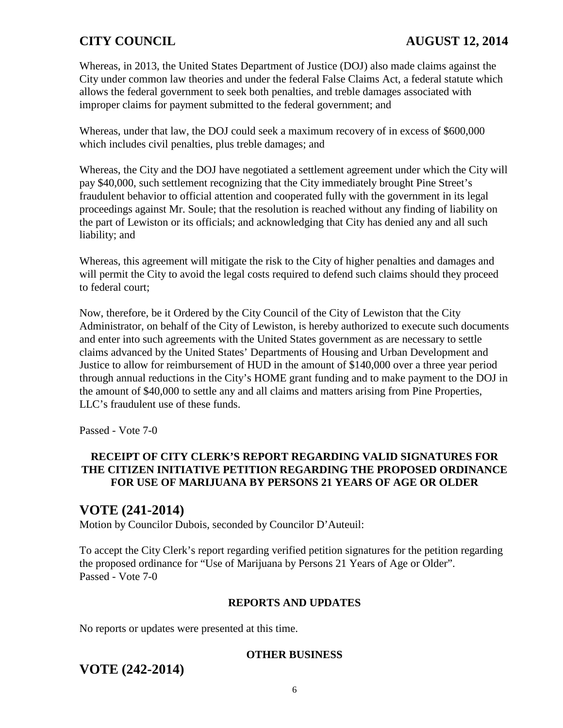Whereas, in 2013, the United States Department of Justice (DOJ) also made claims against the City under common law theories and under the federal False Claims Act, a federal statute which allows the federal government to seek both penalties, and treble damages associated with improper claims for payment submitted to the federal government; and

Whereas, under that law, the DOJ could seek a maximum recovery of in excess of $600,000 which includes civil penalties, plus treble damages; and

Whereas, the City and the DOJ have negotiated a settlement agreement under which the City will pay $40,000, such settlement recognizing that the City immediately brought Pine Street's fraudulent behavior to official attention and cooperated fully with the government in its legal proceedings against Mr. Soule; that the resolution is reached without any finding of liability on the part of Lewiston or its officials; and acknowledging that City has denied any and all such liability; and

Whereas, this agreement will mitigate the risk to the City of higher penalties and damages and will permit the City to avoid the legal costs required to defend such claims should they proceed to federal court;

Now, therefore, be it Ordered by the City Council of the City of Lewiston that the City Administrator, on behalf of the City of Lewiston, is hereby authorized to execute such documents and enter into such agreements with the United States government as are necessary to settle claims advanced by the United States' Departments of Housing and Urban Development and Justice to allow for reimbursement of HUD in the amount of $140,000 over a three year period through annual reductions in the City's HOME grant funding and to make payment to the DOJ in the amount of $40,000 to settle any and all claims and matters arising from Pine Properties, LLC's fraudulent use of these funds.

Passed - Vote 7-0

**RECEIPT OF CITY CLERK'S REPORT REGARDING VALID SIGNATURES FOR THE CITIZEN INITIATIVE PETITION REGARDING THE PROPOSED ORDINANCE FOR USE OF MARIJUANA BY PERSONS 21 YEARS OF AGE OR OLDER**

## VOTE (241-2014)

Motion by Councilor Dubois, seconded by Councilor D'Auteuil:

To accept the City Clerk's report regarding verified petition signatures for the petition regarding the proposed ordinance for "Use of Marijuana by Persons 21 Years of Age or Older".
Passed - Vote 7-0

**REPORTS AND UPDATES**

No reports or updates were presented at this time.

**OTHER BUSINESS**

## VOTE (242-2014)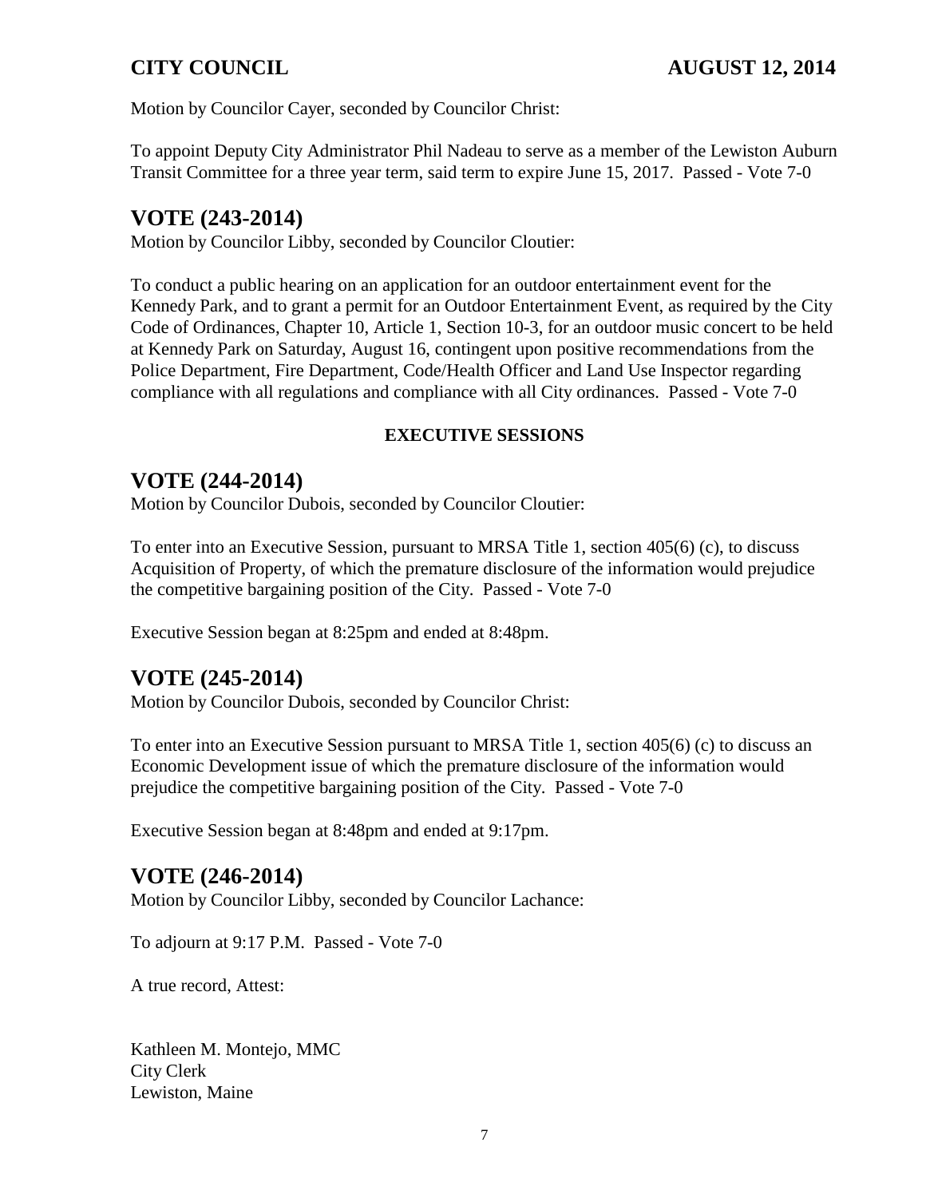Motion by Councilor Cayer, seconded by Councilor Christ:

To appoint Deputy City Administrator Phil Nadeau to serve as a member of the Lewiston Auburn Transit Committee for a three year term, said term to expire June 15, 2017. Passed - Vote 7-0

## VOTE (243-2014)

Motion by Councilor Libby, seconded by Councilor Cloutier:

To conduct a public hearing on an application for an outdoor entertainment event for the Kennedy Park, and to grant a permit for an Outdoor Entertainment Event, as required by the City Code of Ordinances, Chapter 10, Article 1, Section 10-3, for an outdoor music concert to be held at Kennedy Park on Saturday, August 16, contingent upon positive recommendations from the Police Department, Fire Department, Code/Health Officer and Land Use Inspector regarding compliance with all regulations and compliance with all City ordinances. Passed - Vote 7-0

**EXECUTIVE SESSIONS**

## VOTE (244-2014)

Motion by Councilor Dubois, seconded by Councilor Cloutier:

To enter into an Executive Session, pursuant to MRSA Title 1, section 405(6) (c), to discuss Acquisition of Property, of which the premature disclosure of the information would prejudice the competitive bargaining position of the City. Passed - Vote 7-0

Executive Session began at 8:25pm and ended at 8:48pm.

## VOTE (245-2014)

Motion by Councilor Dubois, seconded by Councilor Christ:

To enter into an Executive Session pursuant to MRSA Title 1, section 405(6) (c) to discuss an Economic Development issue of which the premature disclosure of the information would prejudice the competitive bargaining position of the City. Passed - Vote 7-0

Executive Session began at 8:48pm and ended at 9:17pm.

## VOTE (246-2014)

Motion by Councilor Libby, seconded by Councilor Lachance:

To adjourn at 9:17 P.M. Passed - Vote 7-0

A true record, Attest:

Kathleen M. Montejo, MMC
City Clerk
Lewiston, Maine